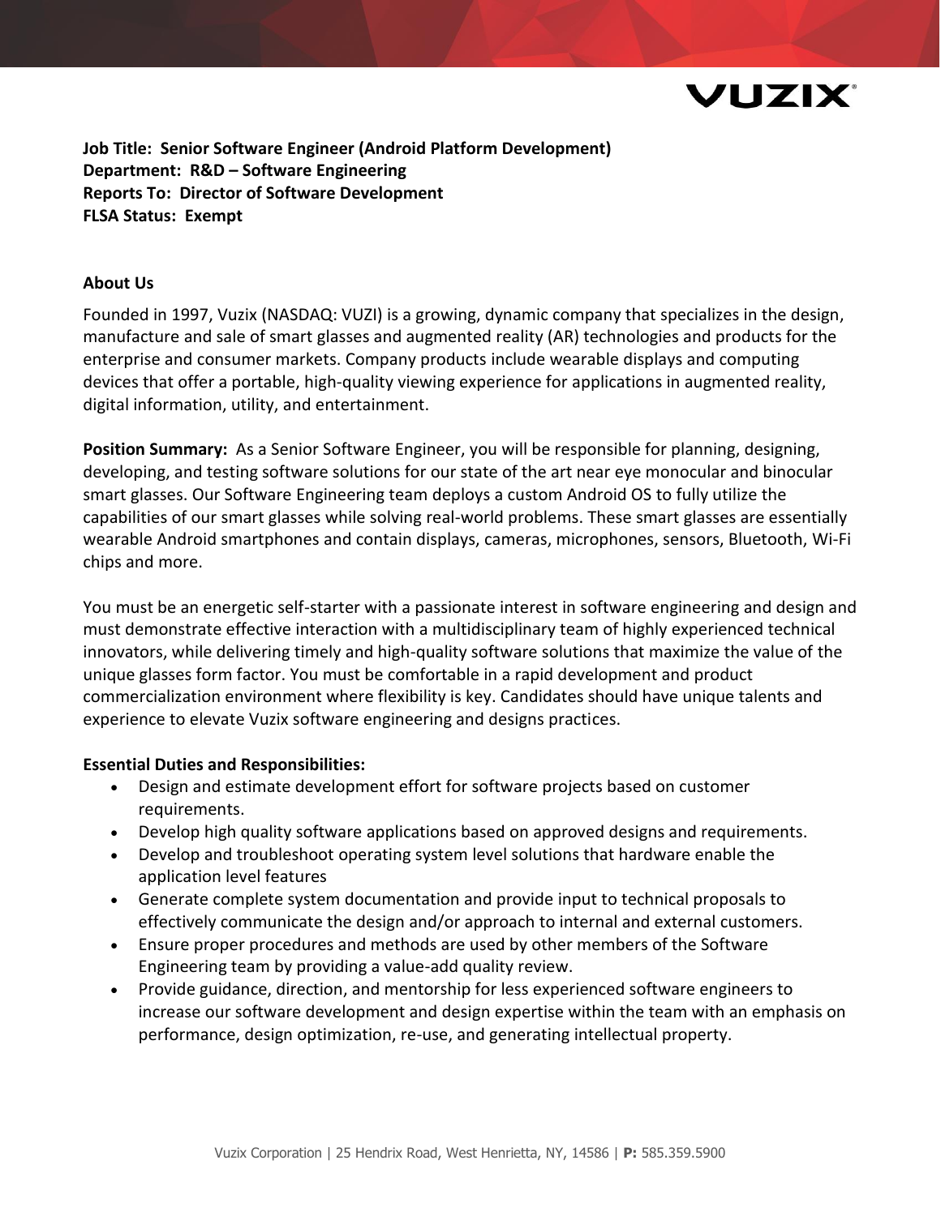**Job Title: Senior Software Engineer (Android Platform Development)**
**Department: R&D – Software Engineering**
**Reports To: Director of Software Development**
**FLSA Status: Exempt**

## About Us

Founded in 1997, Vuzix (NASDAQ: VUZI) is a growing, dynamic company that specializes in the design, manufacture and sale of smart glasses and augmented reality (AR) technologies and products for the enterprise and consumer markets. Company products include wearable displays and computing devices that offer a portable, high-quality viewing experience for applications in augmented reality, digital information, utility, and entertainment.

**Position Summary:** As a Senior Software Engineer, you will be responsible for planning, designing, developing, and testing software solutions for our state of the art near eye monocular and binocular smart glasses. Our Software Engineering team deploys a custom Android OS to fully utilize the capabilities of our smart glasses while solving real-world problems. These smart glasses are essentially wearable Android smartphones and contain displays, cameras, microphones, sensors, Bluetooth, Wi-Fi chips and more.

You must be an energetic self-starter with a passionate interest in software engineering and design and must demonstrate effective interaction with a multidisciplinary team of highly experienced technical innovators, while delivering timely and high-quality software solutions that maximize the value of the unique glasses form factor. You must be comfortable in a rapid development and product commercialization environment where flexibility is key. Candidates should have unique talents and experience to elevate Vuzix software engineering and designs practices.

**Essential Duties and Responsibilities:**

- Design and estimate development effort for software projects based on customer requirements.
- Develop high quality software applications based on approved designs and requirements.
- Develop and troubleshoot operating system level solutions that hardware enable the application level features
- Generate complete system documentation and provide input to technical proposals to effectively communicate the design and/or approach to internal and external customers.
- Ensure proper procedures and methods are used by other members of the Software Engineering team by providing a value-add quality review.
- Provide guidance, direction, and mentorship for less experienced software engineers to increase our software development and design expertise within the team with an emphasis on performance, design optimization, re-use, and generating intellectual property.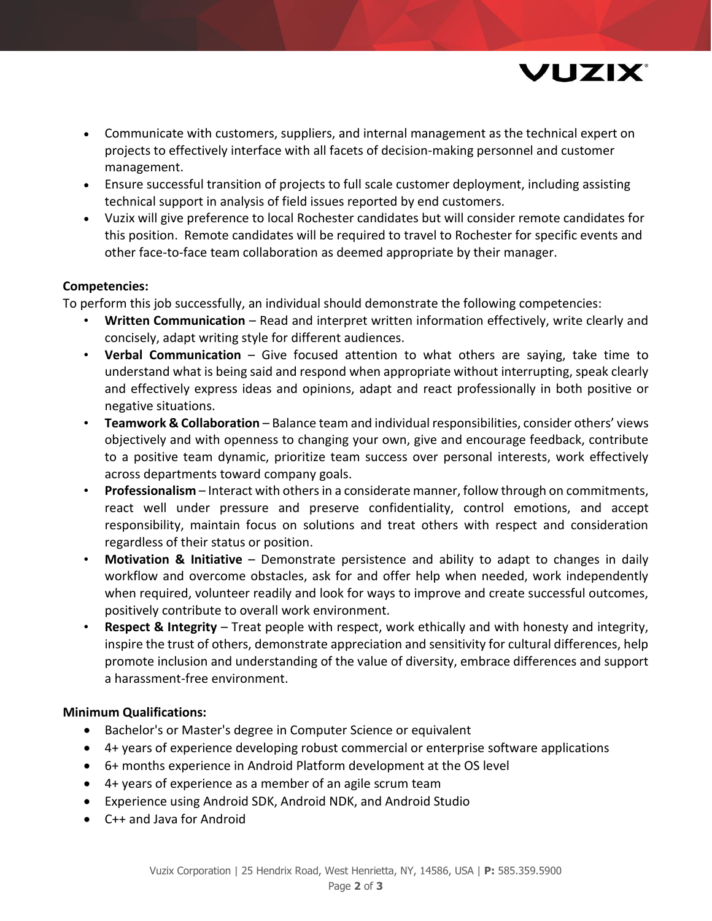- Communicate with customers, suppliers, and internal management as the technical expert on projects to effectively interface with all facets of decision-making personnel and customer management.
- Ensure successful transition of projects to full scale customer deployment, including assisting technical support in analysis of field issues reported by end customers.
- Vuzix will give preference to local Rochester candidates but will consider remote candidates for this position. Remote candidates will be required to travel to Rochester for specific events and other face-to-face team collaboration as deemed appropriate by their manager.

**Competencies:**

To perform this job successfully, an individual should demonstrate the following competencies:

- **Written Communication** – Read and interpret written information effectively, write clearly and concisely, adapt writing style for different audiences.
- **Verbal Communication** – Give focused attention to what others are saying, take time to understand what is being said and respond when appropriate without interrupting, speak clearly and effectively express ideas and opinions, adapt and react professionally in both positive or negative situations.
- **Teamwork & Collaboration** – Balance team and individual responsibilities, consider others' views objectively and with openness to changing your own, give and encourage feedback, contribute to a positive team dynamic, prioritize team success over personal interests, work effectively across departments toward company goals.
- **Professionalism** – Interact with others in a considerate manner, follow through on commitments, react well under pressure and preserve confidentiality, control emotions, and accept responsibility, maintain focus on solutions and treat others with respect and consideration regardless of their status or position.
- **Motivation & Initiative** – Demonstrate persistence and ability to adapt to changes in daily workflow and overcome obstacles, ask for and offer help when needed, work independently when required, volunteer readily and look for ways to improve and create successful outcomes, positively contribute to overall work environment.
- **Respect & Integrity** – Treat people with respect, work ethically and with honesty and integrity, inspire the trust of others, demonstrate appreciation and sensitivity for cultural differences, help promote inclusion and understanding of the value of diversity, embrace differences and support a harassment-free environment.

**Minimum Qualifications:**

- Bachelor's or Master's degree in Computer Science or equivalent
- 4+ years of experience developing robust commercial or enterprise software applications
- 6+ months experience in Android Platform development at the OS level
- 4+ years of experience as a member of an agile scrum team
- Experience using Android SDK, Android NDK, and Android Studio
- C++ and Java for Android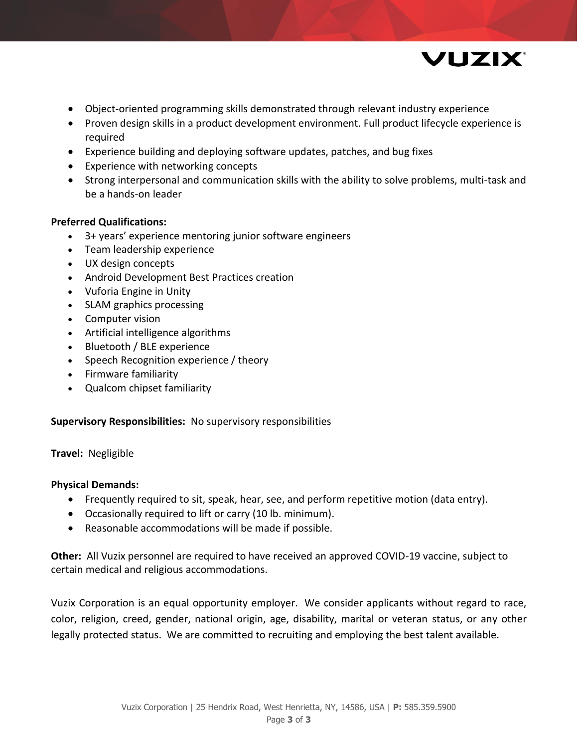- Object-oriented programming skills demonstrated through relevant industry experience
- Proven design skills in a product development environment. Full product lifecycle experience is required
- Experience building and deploying software updates, patches, and bug fixes
- Experience with networking concepts
- Strong interpersonal and communication skills with the ability to solve problems, multi-task and be a hands-on leader

**Preferred Qualifications:**

- 3+ years' experience mentoring junior software engineers
- Team leadership experience
- UX design concepts
- Android Development Best Practices creation
- Vuforia Engine in Unity
- SLAM graphics processing
- Computer vision
- Artificial intelligence algorithms
- Bluetooth / BLE experience
- Speech Recognition experience / theory
- Firmware familiarity
- Qualcom chipset familiarity

**Supervisory Responsibilities:** No supervisory responsibilities

**Travel:** Negligible

**Physical Demands:**

- Frequently required to sit, speak, hear, see, and perform repetitive motion (data entry).
- Occasionally required to lift or carry (10 lb. minimum).
- Reasonable accommodations will be made if possible.

**Other:** All Vuzix personnel are required to have received an approved COVID-19 vaccine, subject to certain medical and religious accommodations.

Vuzix Corporation is an equal opportunity employer. We consider applicants without regard to race, color, religion, creed, gender, national origin, age, disability, marital or veteran status, or any other legally protected status. We are committed to recruiting and employing the best talent available.